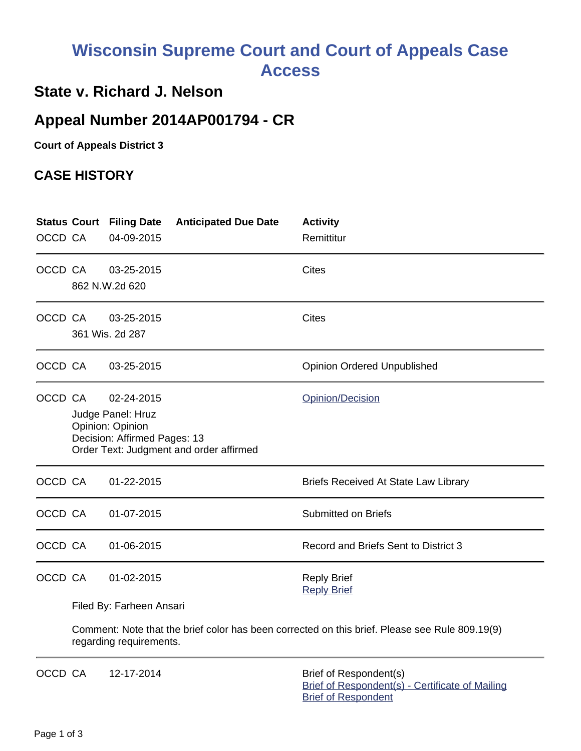# Wisconsin Supreme Court and Court of Appeals Case Access

## State v. Richard J. Nelson

## Appeal Number 2014AP001794 - CR

**Court of Appeals District 3**

## CASE HISTORY

| Status | Court | Filing Date | Anticipated Due Date | Activity |
|---|---|---|---|---|
| OCCD | CA | 04-09-2015 | | Remittitur |
| OCCD | CA | 03-25-2015<br>862 N.W.2d 620 | | Cites |
| OCCD | CA | 03-25-2015<br>361 Wis. 2d 287 | | Cites |
| OCCD | CA | 03-25-2015 | | Opinion Ordered Unpublished |
| OCCD | CA | 02-24-2015<br>Judge Panel: Hruz<br>Opinion: Opinion<br>Decision: Affirmed Pages: 13<br>Order Text: Judgment and order affirmed | | Opinion/Decision |
| OCCD | CA | 01-22-2015 | | Briefs Received At State Law Library |
| OCCD | CA | 01-07-2015 | | Submitted on Briefs |
| OCCD | CA | 01-06-2015 | | Record and Briefs Sent to District 3 |
| OCCD | CA | 01-02-2015<br>Filed By: Farheen Ansari<br>Comment: Note that the brief color has been corrected on this brief. Please see Rule 809.19(9) regarding requirements. | | Reply Brief<br>Reply Brief |
| OCCD | CA | 12-17-2014 | | Brief of Respondent(s)<br>Brief of Respondent(s) - Certificate of Mailing<br>Brief of Respondent |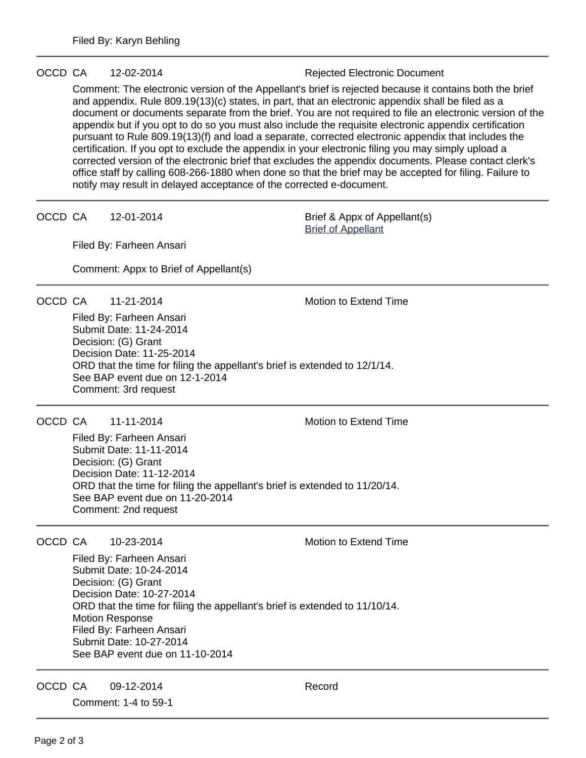Filed By: Karyn Behling

---

OCCD CA 12-02-2014 Rejected Electronic Document

Comment: The electronic version of the Appellant's brief is rejected because it contains both the brief and appendix. Rule 809.19(13)(c) states, in part, that an electronic appendix shall be filed as a document or documents separate from the brief. You are not required to file an electronic version of the appendix but if you opt to do so you must also include the requisite electronic appendix certification pursuant to Rule 809.19(13)(f) and load a separate, corrected electronic appendix that includes the certification. If you opt to exclude the appendix in your electronic filing you may simply upload a corrected version of the electronic brief that excludes the appendix documents. Please contact clerk's office staff by calling 608-266-1880 when done so that the brief may be accepted for filing. Failure to notify may result in delayed acceptance of the corrected e-document.

---

OCCD CA 12-01-2014 Brief & Appx of Appellant(s)
Brief of Appellant

Filed By: Farheen Ansari

Comment: Appx to Brief of Appellant(s)

---

OCCD CA 11-21-2014 Motion to Extend Time

Filed By: Farheen Ansari
Submit Date: 11-24-2014
Decision: (G) Grant
Decision Date: 11-25-2014
ORD that the time for filing the appellant's brief is extended to 12/1/14.
See BAP event due on 12-1-2014
Comment: 3rd request

---

OCCD CA 11-11-2014 Motion to Extend Time

Filed By: Farheen Ansari
Submit Date: 11-11-2014
Decision: (G) Grant
Decision Date: 11-12-2014
ORD that the time for filing the appellant's brief is extended to 11/20/14.
See BAP event due on 11-20-2014
Comment: 2nd request

---

OCCD CA 10-23-2014 Motion to Extend Time

Filed By: Farheen Ansari
Submit Date: 10-24-2014
Decision: (G) Grant
Decision Date: 10-27-2014
ORD that the time for filing the appellant's brief is extended to 11/10/14.
Motion Response
Filed By: Farheen Ansari
Submit Date: 10-27-2014
See BAP event due on 11-10-2014

---

OCCD CA 09-12-2014 Record

Comment: 1-4 to 59-1

---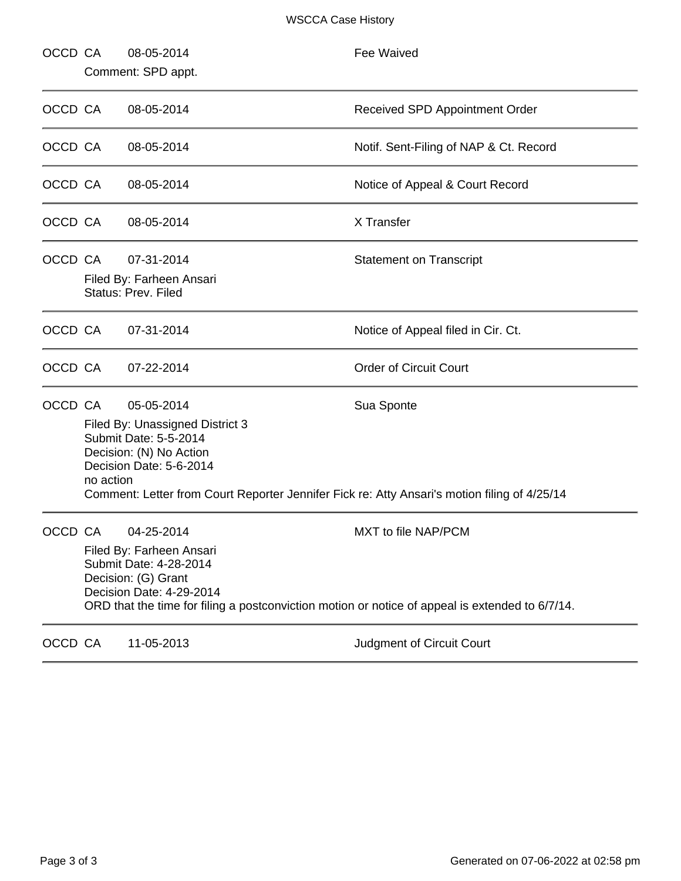| | | | |
|---|---|---|---|
| OCCD | CA | 08-05-2014 | Fee Waived |
| | Comment: SPD appt. | | |
| OCCD | CA | 08-05-2014 | Received SPD Appointment Order |
| OCCD | CA | 08-05-2014 | Notif. Sent-Filing of NAP & Ct. Record |
| OCCD | CA | 08-05-2014 | Notice of Appeal & Court Record |
| OCCD | CA | 08-05-2014 | X Transfer |
| OCCD | CA | 07-31-2014 | Statement on Transcript |
| | Filed By: Farheen Ansari<br>Status: Prev. Filed | | |
| OCCD | CA | 07-31-2014 | Notice of Appeal filed in Cir. Ct. |
| OCCD | CA | 07-22-2014 | Order of Circuit Court |
| OCCD | CA | 05-05-2014 | Sua Sponte |
| | Filed By: Unassigned District 3<br>Submit Date: 5-5-2014<br>Decision: (N) No Action<br>Decision Date: 5-6-2014<br>no action<br>Comment: Letter from Court Reporter Jennifer Fick re: Atty Ansari's motion filing of 4/25/14 | | |
| OCCD | CA | 04-25-2014 | MXT to file NAP/PCM |
| | Filed By: Farheen Ansari<br>Submit Date: 4-28-2014<br>Decision: (G) Grant<br>Decision Date: 4-29-2014<br>ORD that the time for filing a postconviction motion or notice of appeal is extended to 6/7/14. | | |
| OCCD | CA | 11-05-2013 | Judgment of Circuit Court |